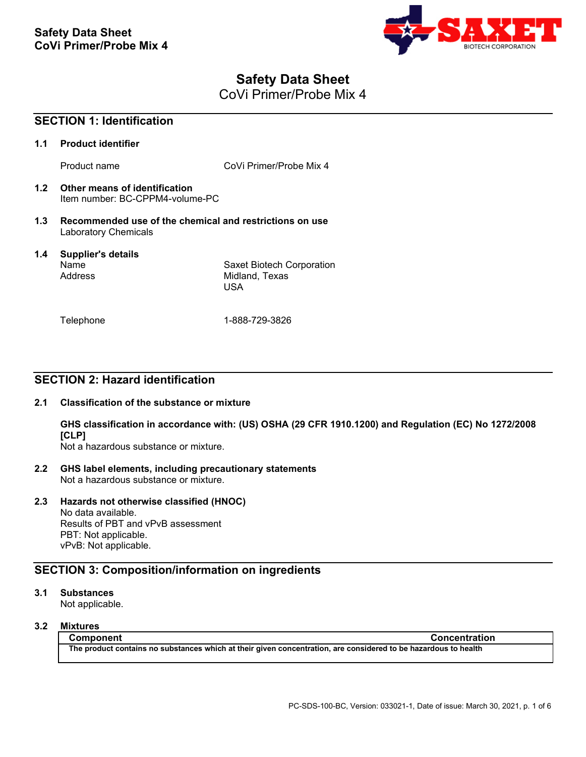# Safety Data Sheet

CoVi Primer/Probe Mix 4

## SECTION 1: Identification

### 1.1 Product identifier

| | |
|---|---|
| Product name | CoVi Primer/Probe Mix 4 |

### 1.2 Other means of identification

Item number: BC-CPPM4-volume-PC

### 1.3 Recommended use of the chemical and restrictions on use

Laboratory Chemicals

### 1.4 Supplier's details

| | |
|---|---|
| Name | Saxet Biotech Corporation |
| Address | Midland, Texas<br>USA |
| Telephone | 1-888-729-3826 |

## SECTION 2: Hazard identification

### 2.1 Classification of the substance or mixture

**GHS classification in accordance with: (US) OSHA (29 CFR 1910.1200) and Regulation (EC) No 1272/2008 [CLP]**

Not a hazardous substance or mixture.

### 2.2 GHS label elements, including precautionary statements

Not a hazardous substance or mixture.

### 2.3 Hazards not otherwise classified (HNOC)

No data available.
Results of PBT and vPvB assessment
PBT: Not applicable.
vPvB: Not applicable.

## SECTION 3: Composition/information on ingredients

### 3.1 Substances

Not applicable.

### 3.2 Mixtures

| Component | Concentration |
|---|---|
| **The product contains no substances which at their given concentration, are considered to be hazardous to health** | |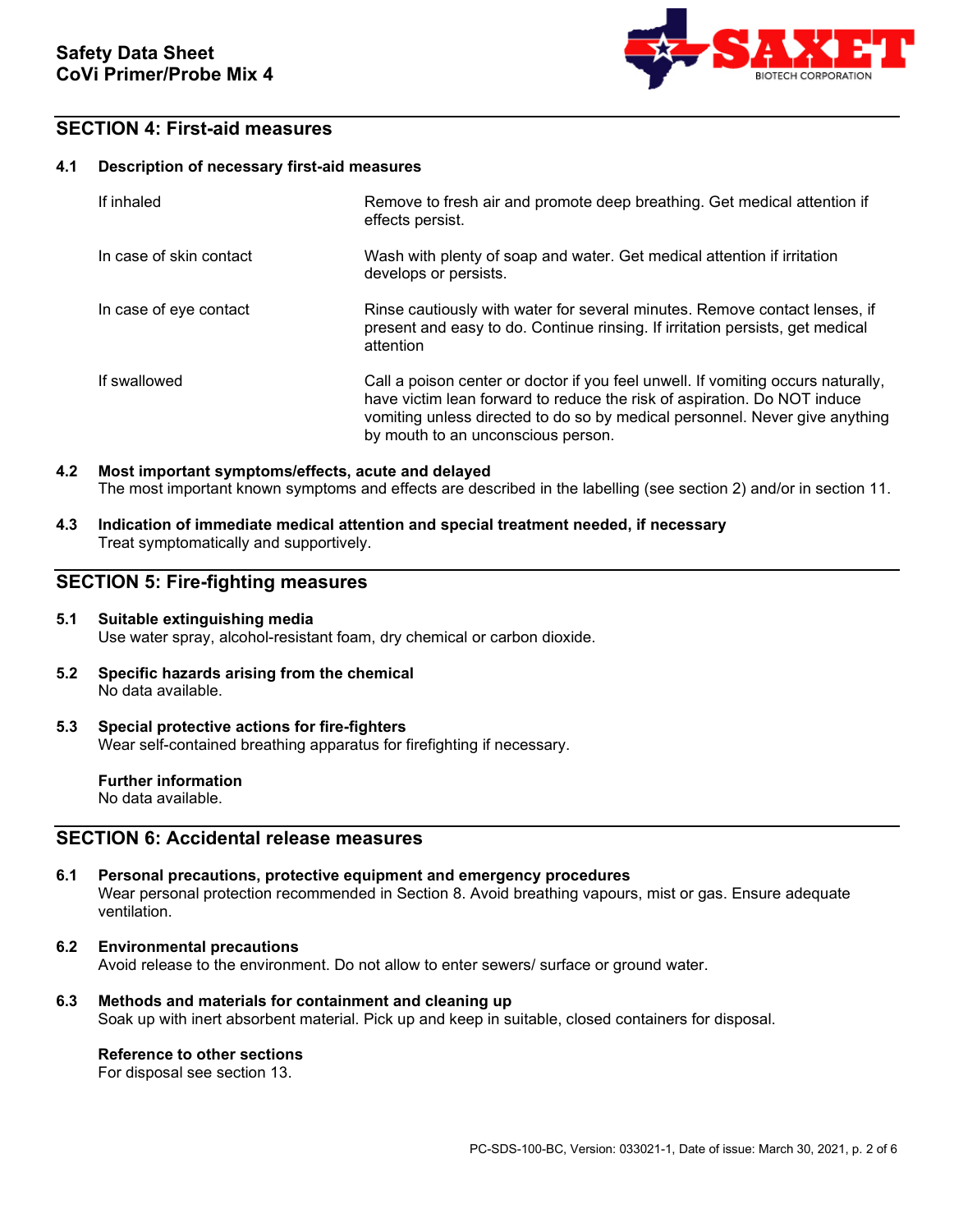## SECTION 4: First-aid measures

### 4.1 Description of necessary first-aid measures

| | |
|---|---|
| If inhaled | Remove to fresh air and promote deep breathing. Get medical attention if effects persist. |
| In case of skin contact | Wash with plenty of soap and water. Get medical attention if irritation develops or persists. |
| In case of eye contact | Rinse cautiously with water for several minutes. Remove contact lenses, if present and easy to do. Continue rinsing. If irritation persists, get medical attention |
| If swallowed | Call a poison center or doctor if you feel unwell. If vomiting occurs naturally, have victim lean forward to reduce the risk of aspiration. Do NOT induce vomiting unless directed to do so by medical personnel. Never give anything by mouth to an unconscious person. |

### 4.2 Most important symptoms/effects, acute and delayed

The most important known symptoms and effects are described in the labelling (see section 2) and/or in section 11.

### 4.3 Indication of immediate medical attention and special treatment needed, if necessary

Treat symptomatically and supportively.

## SECTION 5: Fire-fighting measures

### 5.1 Suitable extinguishing media

Use water spray, alcohol-resistant foam, dry chemical or carbon dioxide.

### 5.2 Specific hazards arising from the chemical

No data available.

### 5.3 Special protective actions for fire-fighters

Wear self-contained breathing apparatus for firefighting if necessary.

**Further information**

No data available.

## SECTION 6: Accidental release measures

### 6.1 Personal precautions, protective equipment and emergency procedures

Wear personal protection recommended in Section 8. Avoid breathing vapours, mist or gas. Ensure adequate ventilation.

### 6.2 Environmental precautions

Avoid release to the environment. Do not allow to enter sewers/ surface or ground water.

### 6.3 Methods and materials for containment and cleaning up

Soak up with inert absorbent material. Pick up and keep in suitable, closed containers for disposal.

**Reference to other sections**

For disposal see section 13.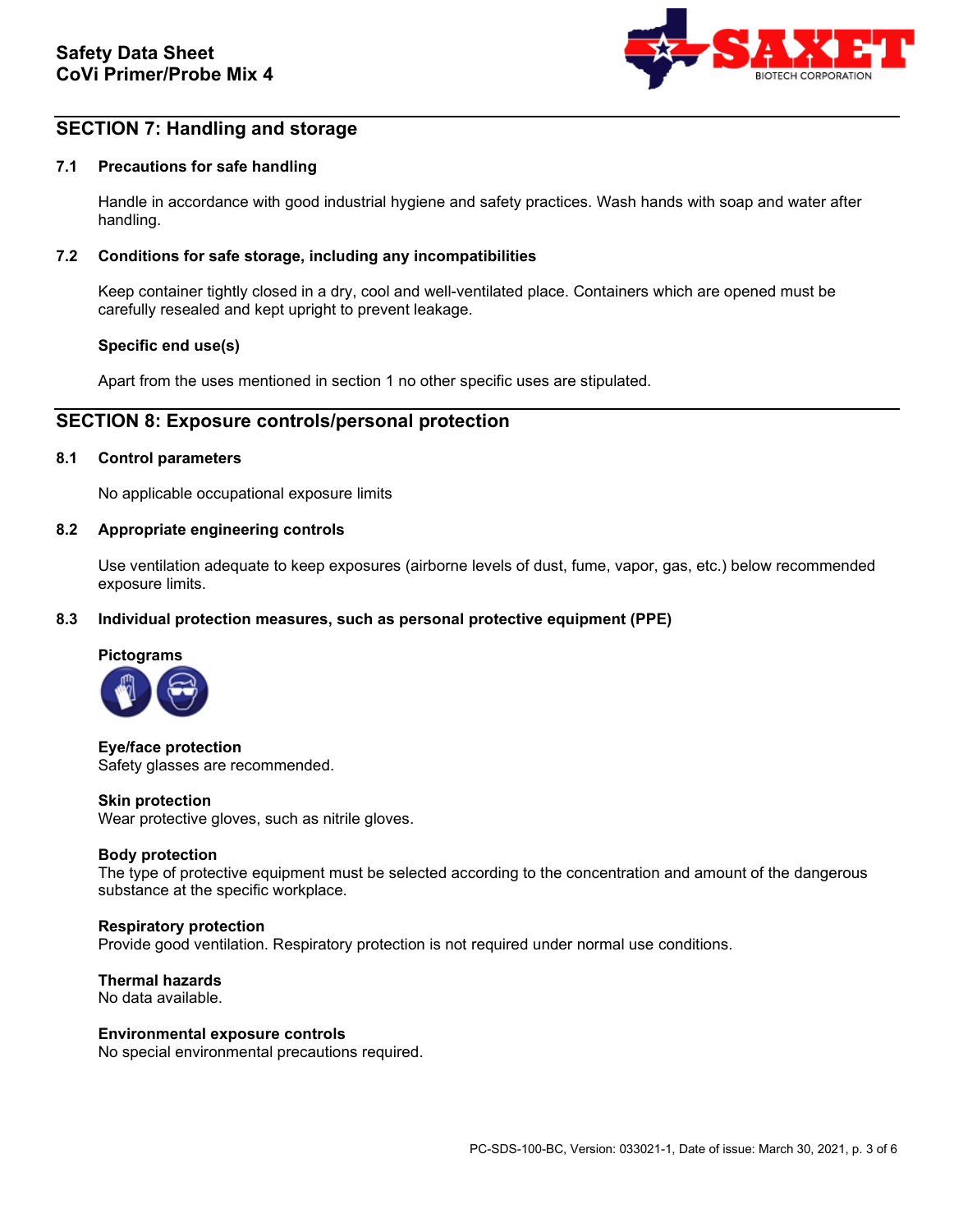## SECTION 7: Handling and storage

### 7.1 Precautions for safe handling

Handle in accordance with good industrial hygiene and safety practices. Wash hands with soap and water after handling.

### 7.2 Conditions for safe storage, including any incompatibilities

Keep container tightly closed in a dry, cool and well-ventilated place. Containers which are opened must be carefully resealed and kept upright to prevent leakage.

**Specific end use(s)**

Apart from the uses mentioned in section 1 no other specific uses are stipulated.

## SECTION 8: Exposure controls/personal protection

### 8.1 Control parameters

No applicable occupational exposure limits

### 8.2 Appropriate engineering controls

Use ventilation adequate to keep exposures (airborne levels of dust, fume, vapor, gas, etc.) below recommended exposure limits.

### 8.3 Individual protection measures, such as personal protective equipment (PPE)

**Pictograms**

**Eye/face protection**
Safety glasses are recommended.

**Skin protection**
Wear protective gloves, such as nitrile gloves.

**Body protection**
The type of protective equipment must be selected according to the concentration and amount of the dangerous substance at the specific workplace.

**Respiratory protection**
Provide good ventilation. Respiratory protection is not required under normal use conditions.

**Thermal hazards**
No data available.

**Environmental exposure controls**
No special environmental precautions required.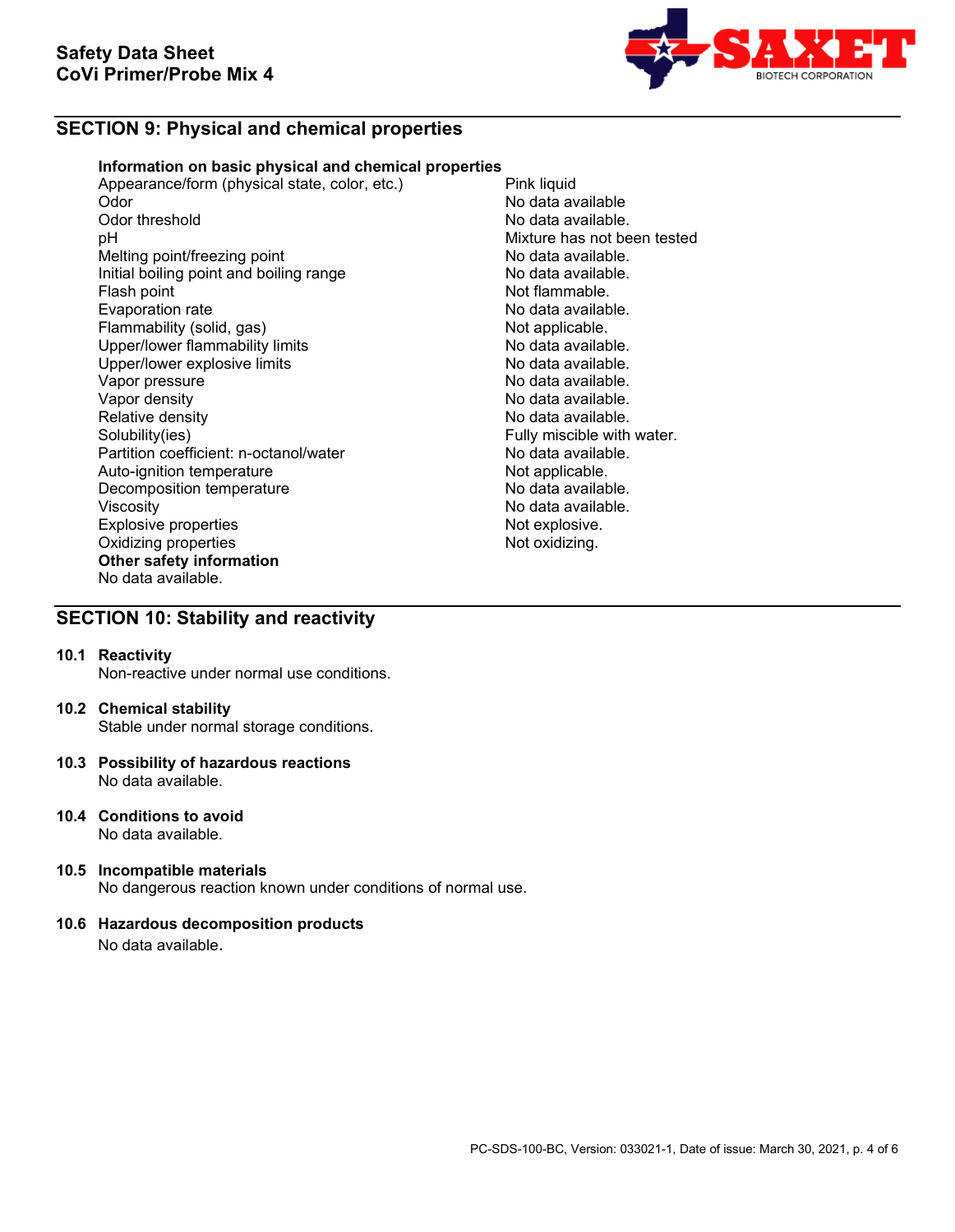## SECTION 9: Physical and chemical properties

**Information on basic physical and chemical properties**

| Property | Value |
|---|---|
| Appearance/form (physical state, color, etc.) | Pink liquid |
| Odor | No data available |
| Odor threshold | No data available. |
| pH | Mixture has not been tested |
| Melting point/freezing point | No data available. |
| Initial boiling point and boiling range | No data available. |
| Flash point | Not flammable. |
| Evaporation rate | No data available. |
| Flammability (solid, gas) | Not applicable. |
| Upper/lower flammability limits | No data available. |
| Upper/lower explosive limits | No data available. |
| Vapor pressure | No data available. |
| Vapor density | No data available. |
| Relative density | No data available. |
| Solubility(ies) | Fully miscible with water. |
| Partition coefficient: n-octanol/water | No data available. |
| Auto-ignition temperature | Not applicable. |
| Decomposition temperature | No data available. |
| Viscosity | No data available. |
| Explosive properties | Not explosive. |
| Oxidizing properties | Not oxidizing. |

**Other safety information**

No data available.

## SECTION 10: Stability and reactivity

**10.1 Reactivity**

Non-reactive under normal use conditions.

**10.2 Chemical stability**

Stable under normal storage conditions.

**10.3 Possibility of hazardous reactions**

No data available.

**10.4 Conditions to avoid**

No data available.

**10.5 Incompatible materials**

No dangerous reaction known under conditions of normal use.

**10.6 Hazardous decomposition products**

No data available.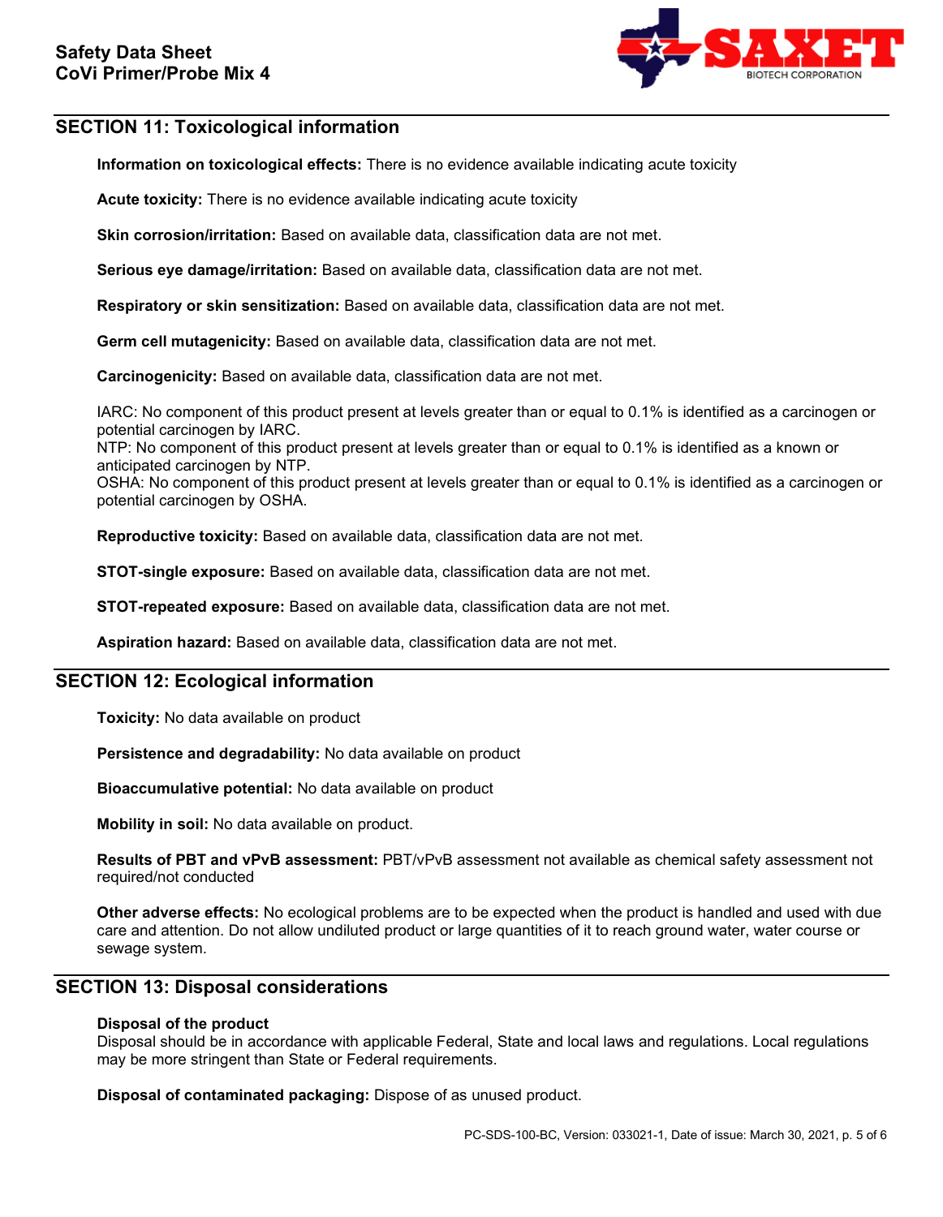## SECTION 11: Toxicological information

**Information on toxicological effects:** There is no evidence available indicating acute toxicity

**Acute toxicity:** There is no evidence available indicating acute toxicity

**Skin corrosion/irritation:** Based on available data, classification data are not met.

**Serious eye damage/irritation:** Based on available data, classification data are not met.

**Respiratory or skin sensitization:** Based on available data, classification data are not met.

**Germ cell mutagenicity:** Based on available data, classification data are not met.

**Carcinogenicity:** Based on available data, classification data are not met.

IARC: No component of this product present at levels greater than or equal to 0.1% is identified as a carcinogen or potential carcinogen by IARC.
NTP: No component of this product present at levels greater than or equal to 0.1% is identified as a known or anticipated carcinogen by NTP.
OSHA: No component of this product present at levels greater than or equal to 0.1% is identified as a carcinogen or potential carcinogen by OSHA.

**Reproductive toxicity:** Based on available data, classification data are not met.

**STOT-single exposure:** Based on available data, classification data are not met.

**STOT-repeated exposure:** Based on available data, classification data are not met.

**Aspiration hazard:** Based on available data, classification data are not met.

## SECTION 12: Ecological information

**Toxicity:** No data available on product

**Persistence and degradability:** No data available on product

**Bioaccumulative potential:** No data available on product

**Mobility in soil:** No data available on product.

**Results of PBT and vPvB assessment:** PBT/vPvB assessment not available as chemical safety assessment not required/not conducted

**Other adverse effects:** No ecological problems are to be expected when the product is handled and used with due care and attention. Do not allow undiluted product or large quantities of it to reach ground water, water course or sewage system.

## SECTION 13: Disposal considerations

**Disposal of the product**
Disposal should be in accordance with applicable Federal, State and local laws and regulations. Local regulations may be more stringent than State or Federal requirements.

**Disposal of contaminated packaging:** Dispose of as unused product.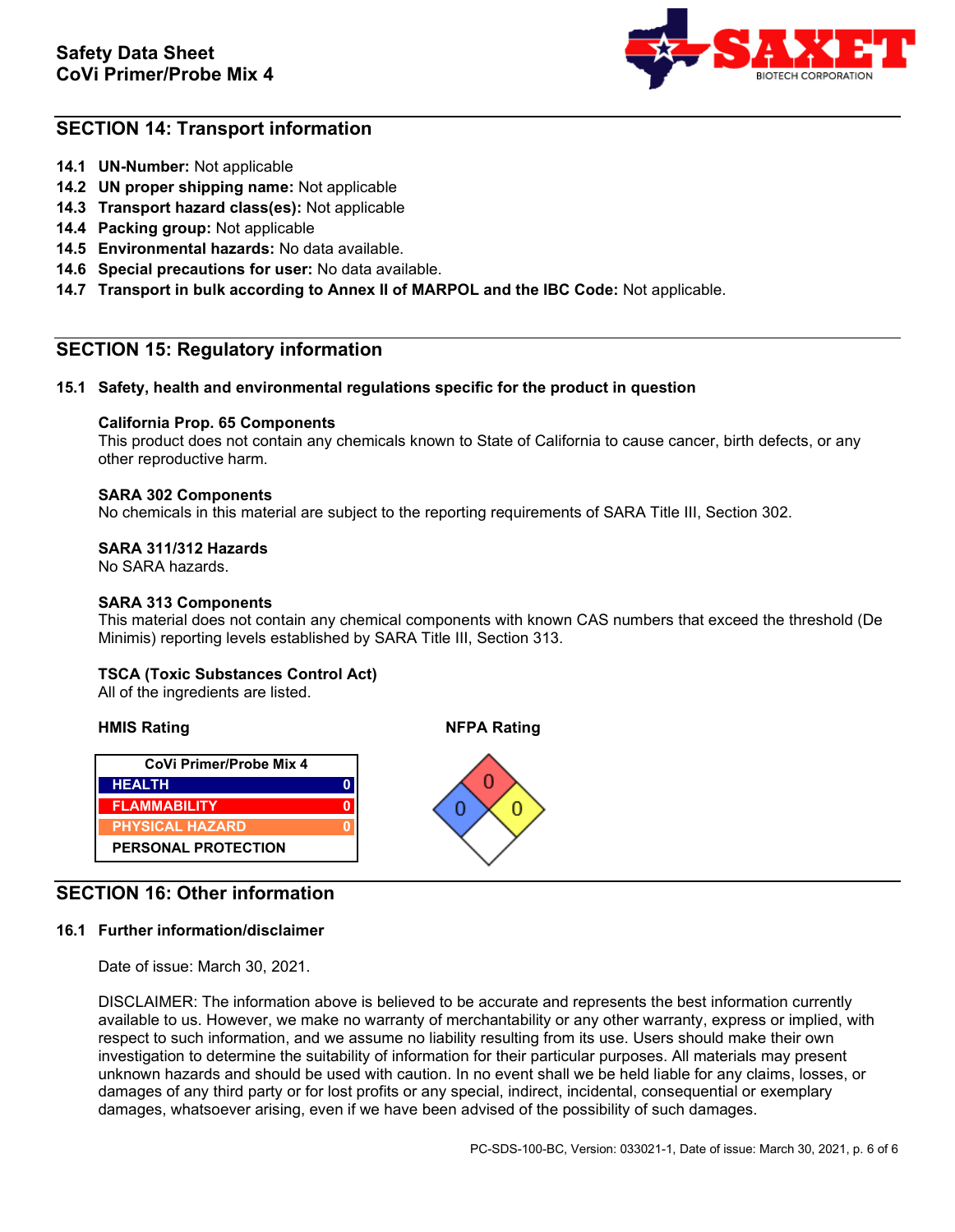## SECTION 14: Transport information

**14.1 UN-Number:** Not applicable
**14.2 UN proper shipping name:** Not applicable
**14.3 Transport hazard class(es):** Not applicable
**14.4 Packing group:** Not applicable
**14.5 Environmental hazards:** No data available.
**14.6 Special precautions for user:** No data available.
**14.7 Transport in bulk according to Annex II of MARPOL and the IBC Code:** Not applicable.

## SECTION 15: Regulatory information

### 15.1 Safety, health and environmental regulations specific for the product in question

**California Prop. 65 Components**
This product does not contain any chemicals known to State of California to cause cancer, birth defects, or any other reproductive harm.

**SARA 302 Components**
No chemicals in this material are subject to the reporting requirements of SARA Title III, Section 302.

**SARA 311/312 Hazards**
No SARA hazards.

**SARA 313 Components**
This material does not contain any chemical components with known CAS numbers that exceed the threshold (De Minimis) reporting levels established by SARA Title III, Section 313.

**TSCA (Toxic Substances Control Act)**
All of the ingredients are listed.

**HMIS Rating**

| CoVi Primer/Probe Mix 4 | |
|---|---|
| HEALTH | 0 |
| FLAMMABILITY | 0 |
| PHYSICAL HAZARD | 0 |
| PERSONAL PROTECTION | |

**NFPA Rating**

0
0
0

## SECTION 16: Other information

### 16.1 Further information/disclaimer

Date of issue: March 30, 2021.

DISCLAIMER: The information above is believed to be accurate and represents the best information currently available to us. However, we make no warranty of merchantability or any other warranty, express or implied, with respect to such information, and we assume no liability resulting from its use. Users should make their own investigation to determine the suitability of information for their particular purposes. All materials may present unknown hazards and should be used with caution. In no event shall we be held liable for any claims, losses, or damages of any third party or for lost profits or any special, indirect, incidental, consequential or exemplary damages, whatsoever arising, even if we have been advised of the possibility of such damages.